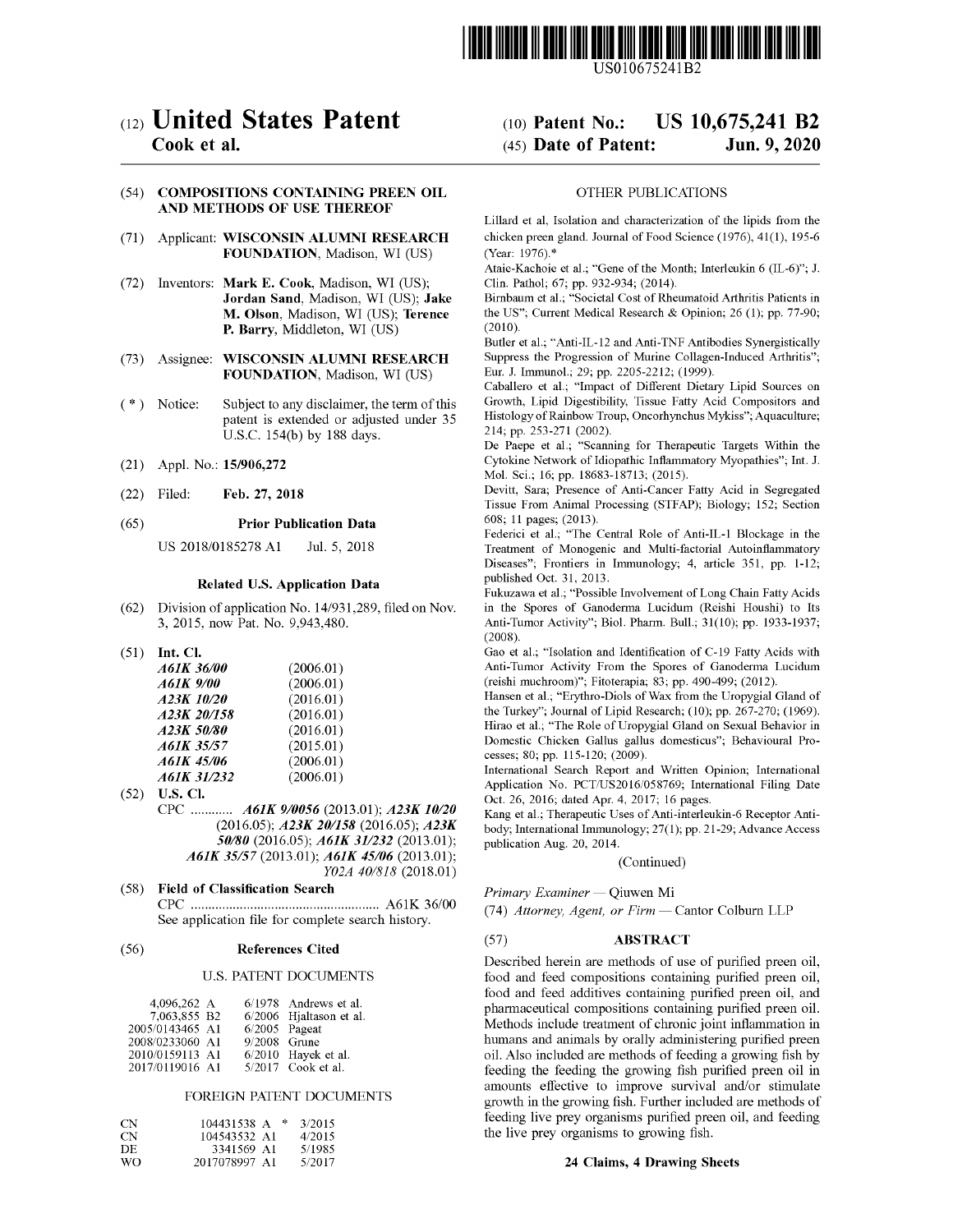US010675241B2

# (12) United States Patent

**Cook et al.**

**(10) Patent No.: US 10,675,241 B2**

**(45) Date of Patent: Jun. 9, 2020**

**(54) COMPOSITIONS CONTAINING PREEN OIL AND METHODS OF USE THEREOF**

(71) Applicant: **WISCONSIN ALUMNI RESEARCH FOUNDATION**, Madison, WI (US)

(72) Inventors: **Mark E. Cook**, Madison, WI (US); **Jordan Sand**, Madison, WI (US); **Jake M. Olson**, Madison, WI (US); **Terence P. Barry**, Middleton, WI (US)

(73) Assignee: **WISCONSIN ALUMNI RESEARCH FOUNDATION**, Madison, WI (US)

(*) Notice: Subject to any disclaimer, the term of this patent is extended or adjusted under 35 U.S.C. 154(b) by 188 days.

(21) Appl. No.: **15/906,272**

(22) Filed: **Feb. 27, 2018**

**(65) Prior Publication Data**

US 2018/0185278 A1 Jul. 5, 2018

**Related U.S. Application Data**

(62) Division of application No. 14/931,289, filed on Nov. 3, 2015, now Pat. No. 9,943,480.

(51) **Int. Cl.**

| | |
|---|---|
| *A61K 36/00* | (2006.01) |
| *A61K 9/00* | (2006.01) |
| *A23K 10/20* | (2016.01) |
| *A23K 20/158* | (2016.01) |
| *A23K 50/80* | (2016.01) |
| *A61K 35/57* | (2015.01) |
| *A61K 45/06* | (2006.01) |
| *A61K 31/232* | (2006.01) |

(52) **U.S. Cl.**

CPC ............ ***A61K 9/0056*** (2013.01); ***A23K 10/20*** (2016.05); ***A23K 20/158*** (2016.05); ***A23K 50/80*** (2016.05); ***A61K 31/232*** (2013.01); ***A61K 35/57*** (2013.01); ***A61K 45/06*** (2013.01); *Y02A 40/818* (2018.01)

(58) **Field of Classification Search**

CPC ...................................................... A61K 36/00

See application file for complete search history.

**(56) References Cited**

U.S. PATENT DOCUMENTS

| | | |
|---|---|---|
| 4,096,262 A | 6/1978 | Andrews et al. |
| 7,063,855 B2 | 6/2006 | Hjaltason et al. |
| 2005/0143465 A1 | 6/2005 | Pageat |
| 2008/0233060 A1 | 9/2008 | Grune |
| 2010/0159113 A1 | 6/2010 | Hayek et al. |
| 2017/0119016 A1 | 5/2017 | Cook et al. |

FOREIGN PATENT DOCUMENTS

| | | |
|---|---|---|
| CN | 104431538 A * | 3/2015 |
| CN | 104543532 A1 | 4/2015 |
| DE | 3341569 A1 | 5/1985 |
| WO | 2017078997 A1 | 5/2017 |

OTHER PUBLICATIONS

Lillard et al, Isolation and characterization of the lipids from the chicken preen gland. Journal of Food Science (1976), 41(1), 195-6 (Year: 1976).*

Ataie-Kachoie et al.; "Gene of the Month; Interleukin 6 (IL-6)"; J. Clin. Pathol; 67; pp. 932-934; (2014).

Birnbaum et al.; "Societal Cost of Rheumatoid Arthritis Patients in the US"; Current Medical Research & Opinion; 26 (1); pp. 77-90; (2010).

Butler et al.; "Anti-IL-12 and Anti-TNF Antibodies Synergistically Suppress the Progression of Murine Collagen-Induced Arthritis"; Eur. J. Immunol.; 29; pp. 2205-2212; (1999).

Caballero et al.; "Impact of Different Dietary Lipid Sources on Growth, Lipid Digestibility, Tissue Fatty Acid Compositors and Histology of Rainbow Troup, Oncorhynchus Mykiss"; Aquaculture; 214; pp. 253-271 (2002).

De Paepe et al.; "Scanning for Therapeutic Targets Within the Cytokine Network of Idiopathic Inflammatory Myopathies"; Int. J. Mol. Sci.; 16; pp. 18683-18713; (2015).

Devitt, Sara; Presence of Anti-Cancer Fatty Acid in Segregated Tissue From Animal Processing (STFAP); Biology; 152; Section 608; 11 pages; (2013).

Federici et al.; "The Central Role of Anti-IL-1 Blockage in the Treatment of Monogenic and Multi-factorial Autoinflammatory Diseases"; Frontiers in Immunology; 4, article 351, pp. 1-12; published Oct. 31, 2013.

Fukuzawa et al.; "Possible Involvement of Long Chain Fatty Acids in the Spores of Ganoderma Lucidum (Reishi Houshi) to Its Anti-Tumor Activity"; Biol. Pharm. Bull.; 31(10); pp. 1933-1937; (2008).

Gao et al.; "Isolation and Identification of C-19 Fatty Acids with Anti-Tumor Activity From the Spores of Ganoderma Lucidum (reishi muchroom)"; Fitoterapia; 83; pp. 490-499; (2012).

Hansen et al.; "Erythro-Diols of Wax from the Uropygial Gland of the Turkey"; Journal of Lipid Research; (10); pp. 267-270; (1969).

Hirao et al.; "The Role of Uropygial Gland on Sexual Behavior in Domestic Chicken Gallus gallus domesticus"; Behavioural Processes; 80; pp. 115-120; (2009).

International Search Report and Written Opinion; International Application No. PCT/US2016/058769; International Filing Date Oct. 26, 2016; dated Apr. 4, 2017; 16 pages.

Kang et al.; Therapeutic Uses of Anti-interleukin-6 Receptor Antibody; International Immunology; 27(1); pp. 21-29; Advance Access publication Aug. 20, 2014.

(Continued)

*Primary Examiner* — Qiuwen Mi

(74) *Attorney, Agent, or Firm* — Cantor Colburn LLP

**(57) ABSTRACT**

Described herein are methods of use of purified preen oil, food and feed compositions containing purified preen oil, food and feed additives containing purified preen oil, and pharmaceutical compositions containing purified preen oil. Methods include treatment of chronic joint inflammation in humans and animals by orally administering purified preen oil. Also included are methods of feeding a growing fish by feeding the feeding the growing fish purified preen oil in amounts effective to improve survival and/or stimulate growth in the growing fish. Further included are methods of feeding live prey organisms purified preen oil, and feeding the live prey organisms to growing fish.

**24 Claims, 4 Drawing Sheets**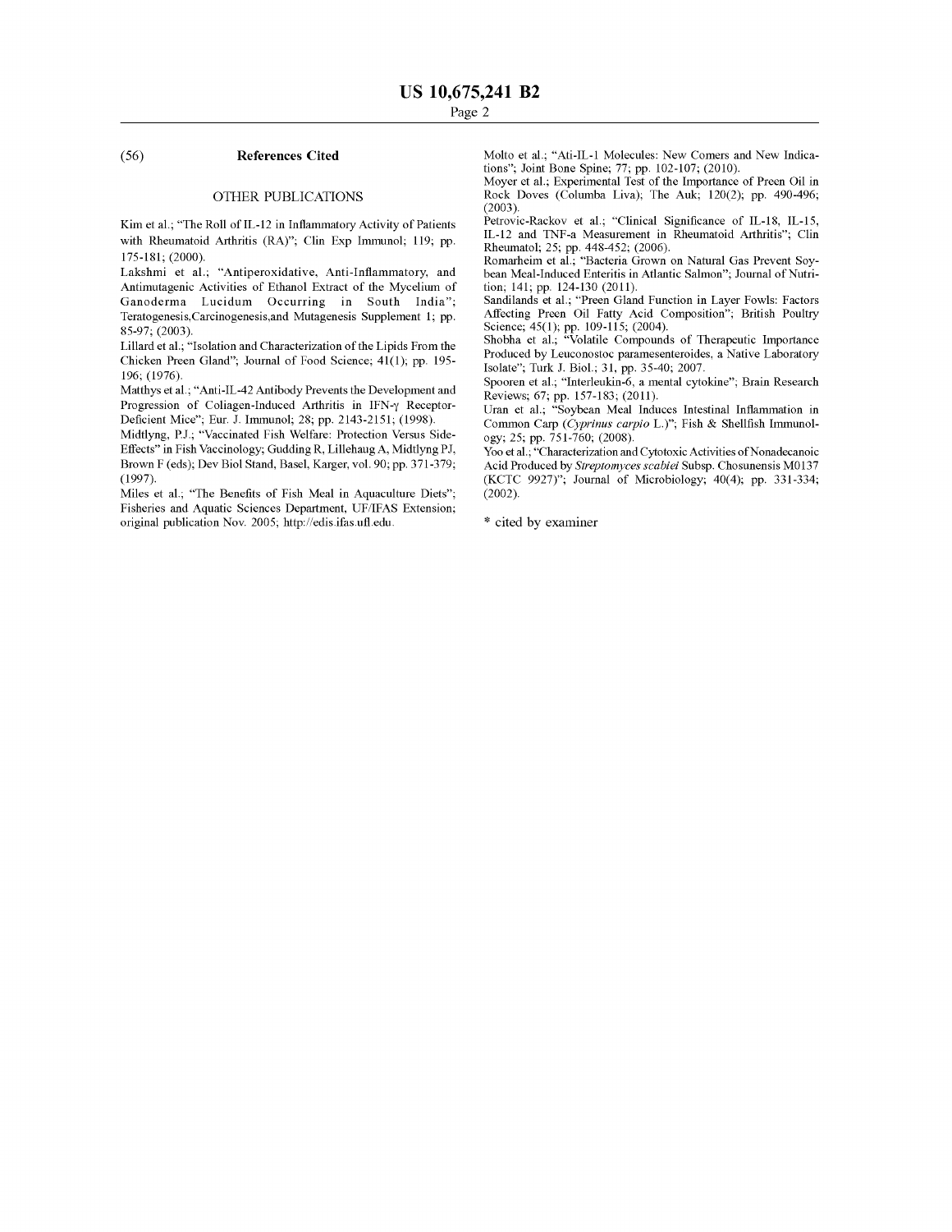## (56) References Cited

### OTHER PUBLICATIONS

Kim et al.; "The Roll of IL-12 in Inflammatory Activity of Patients with Rheumatoid Arthritis (RA)"; Clin Exp Immunol; 119; pp. 175-181; (2000).

Lakshmi et al.; "Antiperoxidative, Anti-Inflammatory, and Antimutagenic Activities of Ethanol Extract of the Mycelium of Ganoderma Lucidum Occurring in South India"; Teratogenesis,Carcinogenesis,and Mutagenesis Supplement 1; pp. 85-97; (2003).

Lillard et al.; "Isolation and Characterization of the Lipids From the Chicken Preen Gland"; Journal of Food Science; 41(1); pp. 195-196; (1976).

Matthys et al.; "Anti-IL-42 Antibody Prevents the Development and Progression of Collagen-Induced Arthritis in IFN-γ Receptor-Deficient Mice"; Eur. J. Immunol; 28; pp. 2143-2151; (1998).

Midtlyng, P.J.; "Vaccinated Fish Welfare: Protection Versus Side-Effects" in Fish Vaccinology; Gudding R, Lillehaug A, Midtlyng PJ, Brown F (eds); Dev Biol Stand, Basel, Karger, vol. 90; pp. 371-379; (1997).

Miles et al.; "The Benefits of Fish Meal in Aquaculture Diets"; Fisheries and Aquatic Sciences Department, UF/IFAS Extension; original publication Nov. 2005; http://edis.ifas.ufl.edu.

Molto et al.; "Ati-IL-1 Molecules: New Comers and New Indications"; Joint Bone Spine; 77; pp. 102-107; (2010).

Moyer et al.; Experimental Test of the Importance of Preen Oil in Rock Doves (Columba Liva); The Auk; 120(2); pp. 490-496; (2003).

Petrovic-Rackov et al.; "Clinical Significance of IL-18, IL-15, IL-12 and TNF-a Measurement in Rheumatoid Arthritis"; Clin Rheumatol; 25; pp. 448-452; (2006).

Romarheim et al.; "Bacteria Grown on Natural Gas Prevent Soybean Meal-Induced Enteritis in Atlantic Salmon"; Journal of Nutrition; 141; pp. 124-130 (2011).

Sandilands et al.; "Preen Gland Function in Layer Fowls: Factors Affecting Preen Oil Fatty Acid Composition"; British Poultry Science; 45(1); pp. 109-115; (2004).

Shobha et al.; "Volatile Compounds of Therapeutic Importance Produced by Leuconostoc paramesenteroides, a Native Laboratory Isolate"; Turk J. Biol.; 31, pp. 35-40; 2007.

Spooren et al.; "Interleukin-6, a mental cytokine"; Brain Research Reviews; 67; pp. 157-183; (2011).

Uran et al.; "Soybean Meal Induces Intestinal Inflammation in Common Carp (*Cyprinus carpio* L.)"; Fish & Shellfish Immunology; 25; pp. 751-760; (2008).

Yoo et al.; "Characterization and Cytotoxic Activities of Nonadecanoic Acid Produced by *Streptomyces scabiei* Subsp. Chosunensis M0137 (KCTC 9927)"; Journal of Microbiology; 40(4); pp. 331-334; (2002).

\* cited by examiner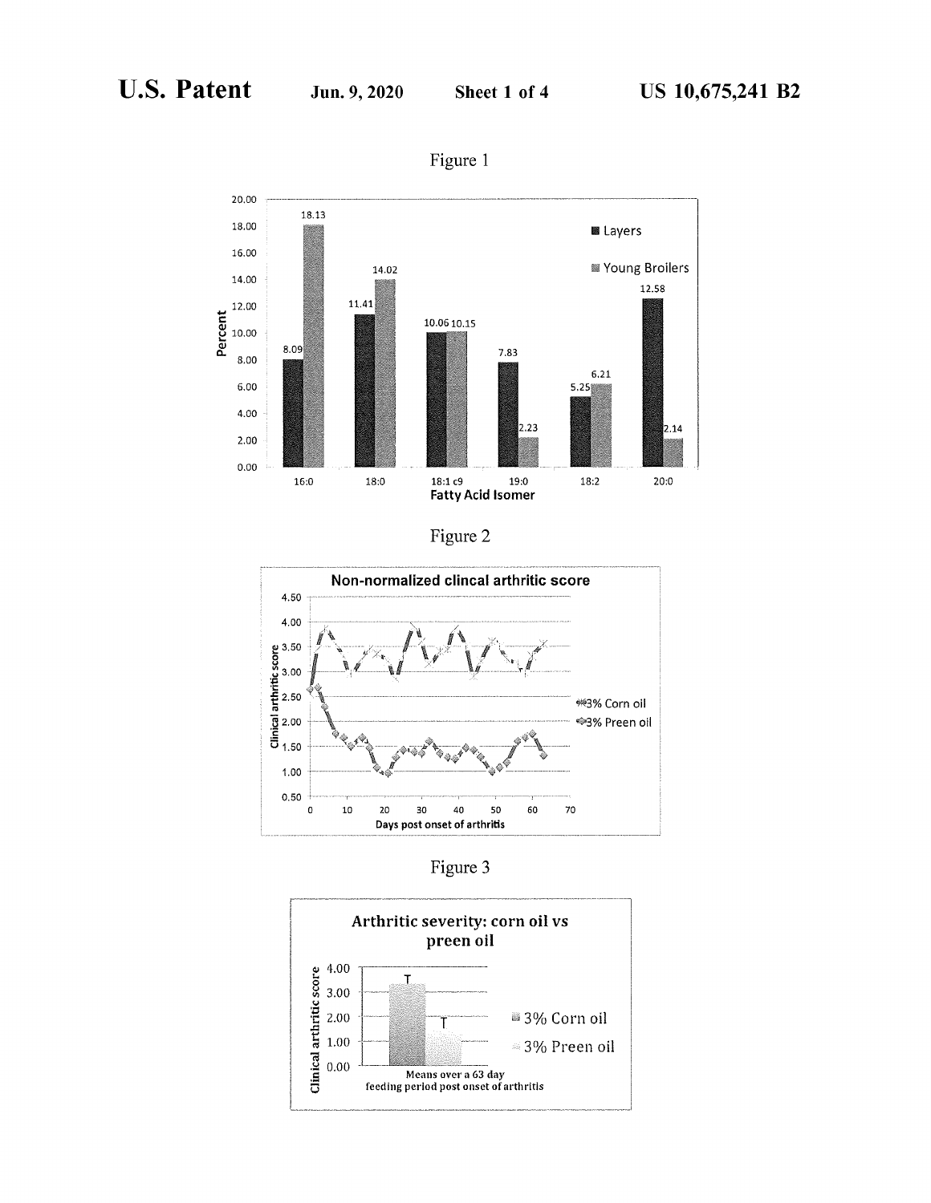Figure 1

Figure 2

Figure 3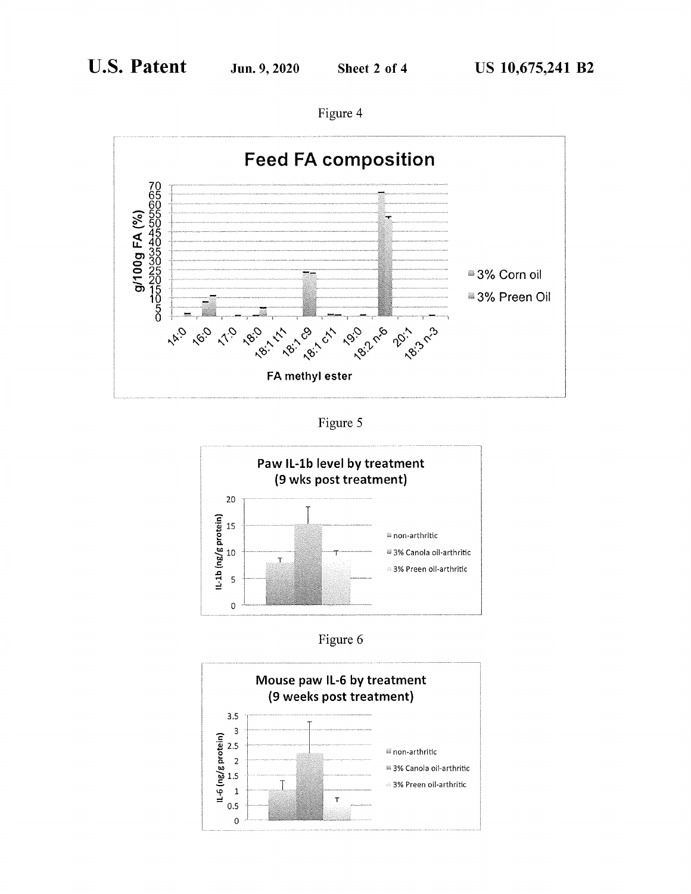Figure 4

Figure 5

Figure 6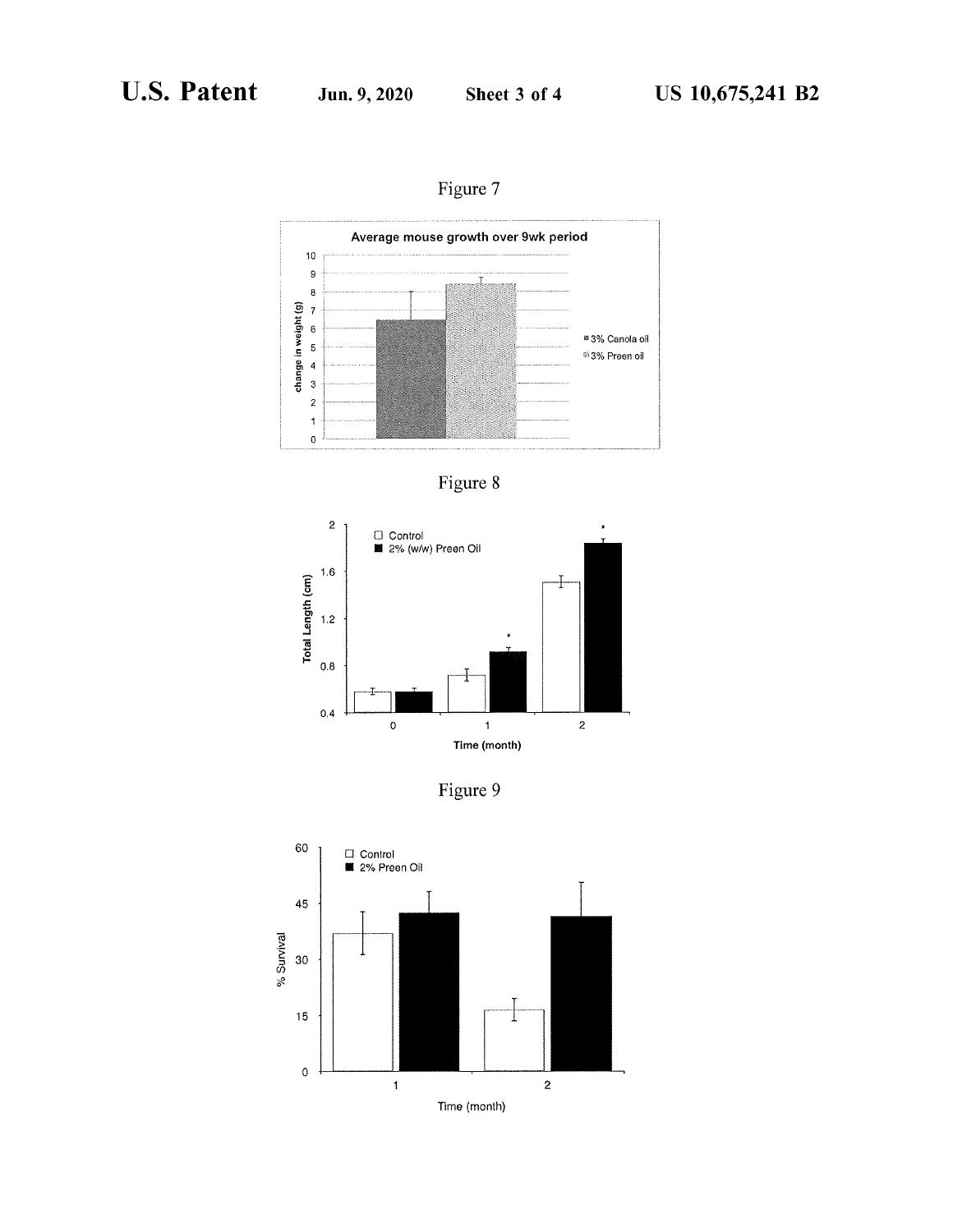Figure 7

Average mouse growth over 9wk period

change in weight (g)

3% Canola oil

3% Preen oil

Figure 8

Control

2% (w/w) Preen Oil

Total Length (cm)

Time (month)

Figure 9

Control

2% Preen Oil

% Survival

Time (month)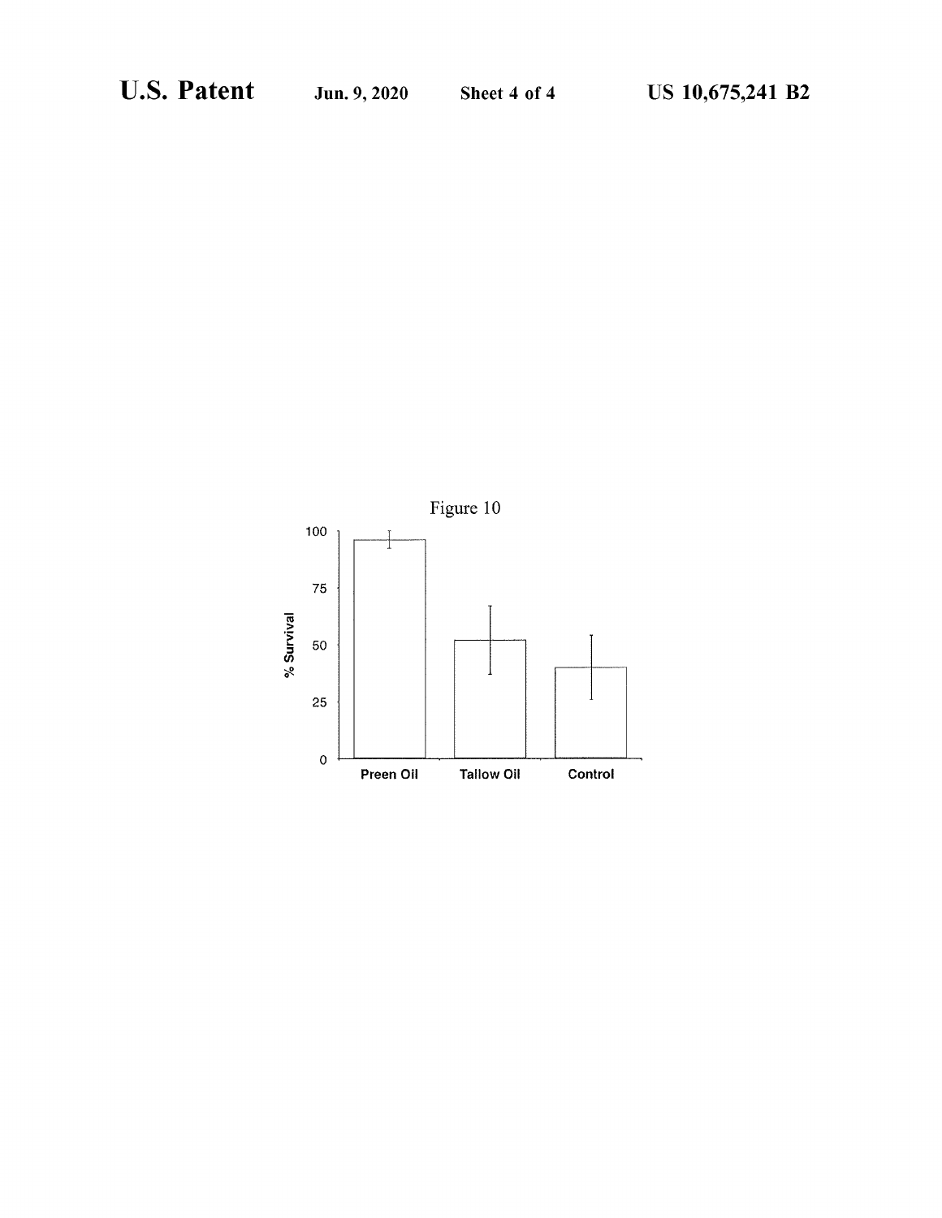Figure 10

| | Preen Oil | Tallow Oil | Control |
|---|---|---|---|
| % Survival | | | |

Axis values: 0, 25, 50, 75, 100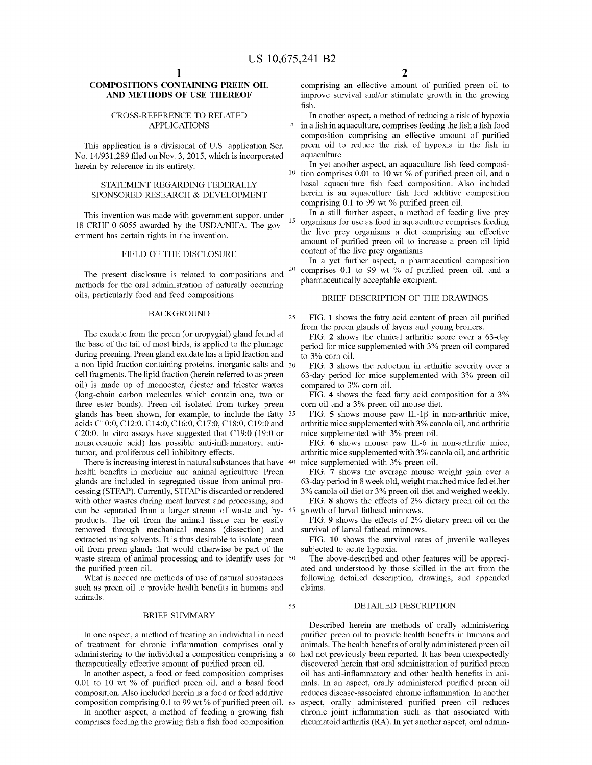# COMPOSITIONS CONTAINING PREEN OIL AND METHODS OF USE THEREOF

## CROSS-REFERENCE TO RELATED APPLICATIONS

This application is a divisional of U.S. application Ser. No. 14/931,289 filed on Nov. 3, 2015, which is incorporated herein by reference in its entirety.

## STATEMENT REGARDING FEDERALLY SPONSORED RESEARCH & DEVELOPMENT

This invention was made with government support under 18-CRHF-0-6055 awarded by the USDA/NIFA. The government has certain rights in the invention.

## FIELD OF THE DISCLOSURE

The present disclosure is related to compositions and methods for the oral administration of naturally occurring oils, particularly food and feed compositions.

## BACKGROUND

The exudate from the preen (or uropygial) gland found at the base of the tail of most birds, is applied to the plumage during preening. Preen gland exudate has a lipid fraction and a non-lipid fraction containing proteins, inorganic salts and cell fragments. The lipid fraction (herein referred to as preen oil) is made up of monoester, diester and triester waxes (long-chain carbon molecules which contain one, two or three ester bonds). Preen oil isolated from turkey preen glands has been shown, for example, to include the fatty acids C10:0, C12:0, C14:0, C16:0, C17:0, C18:0, C19:0 and C20:0. In vitro assays have suggested that C19:0 (19:0 or nonadecanoic acid) has possible anti-inflammatory, anti-tumor, and proliferous cell inhibitory effects.

There is increasing interest in natural substances that have health benefits in medicine and animal agriculture. Preen glands are included in segregated tissue from animal processing (STFAP). Currently, STFAP is discarded or rendered with other wastes during meat harvest and processing, and can be separated from a larger stream of waste and by-products. The oil from the animal tissue can be easily removed through mechanical means (dissection) and extracted using solvents. It is thus desirable to isolate preen oil from preen glands that would otherwise be part of the waste stream of animal processing and to identify uses for the purified preen oil.

What is needed are methods of use of natural substances such as preen oil to provide health benefits in humans and animals.

## BRIEF SUMMARY

In one aspect, a method of treating an individual in need of treatment for chronic inflammation comprises orally administering to the individual a composition comprising a therapeutically effective amount of purified preen oil.

In another aspect, a food or feed composition comprises 0.01 to 10 wt % of purified preen oil, and a basal food composition. Also included herein is a food or feed additive composition comprising 0.1 to 99 wt % of purified preen oil.

In another aspect, a method of feeding a growing fish comprises feeding the growing fish a fish food composition comprising an effective amount of purified preen oil to improve survival and/or stimulate growth in the growing fish.

In another aspect, a method of reducing a risk of hypoxia in a fish in aquaculture, comprises feeding the fish a fish food composition comprising an effective amount of purified preen oil to reduce the risk of hypoxia in the fish in aquaculture.

In yet another aspect, an aquaculture fish feed composition comprises 0.01 to 10 wt % of purified preen oil, and a basal aquaculture fish feed composition. Also included herein is an aquaculture fish feed additive composition comprising 0.1 to 99 wt % purified preen oil.

In a still further aspect, a method of feeding live prey organisms for use as food in aquaculture comprises feeding the live prey organisms a diet comprising an effective amount of purified preen oil to increase a preen oil lipid content of the live prey organisms.

In a yet further aspect, a pharmaceutical composition comprises 0.1 to 99 wt % of purified preen oil, and a pharmaceutically acceptable excipient.

## BRIEF DESCRIPTION OF THE DRAWINGS

FIG. 1 shows the fatty acid content of preen oil purified from the preen glands of layers and young broilers.

FIG. 2 shows the clinical arthritic score over a 63-day period for mice supplemented with 3% preen oil compared to 3% corn oil.

FIG. 3 shows the reduction in arthritic severity over a 63-day period for mice supplemented with 3% preen oil compared to 3% corn oil.

FIG. 4 shows the feed fatty acid composition for a 3% corn oil and a 3% preen oil mouse diet.

FIG. 5 shows mouse paw IL-1β in non-arthritic mice, arthritic mice supplemented with 3% canola oil, and arthritic mice supplemented with 3% preen oil.

FIG. 6 shows mouse paw IL-6 in non-arthritic mice, arthritic mice supplemented with 3% canola oil, and arthritic mice supplemented with 3% preen oil.

FIG. 7 shows the average mouse weight gain over a 63-day period in 8 week old, weight matched mice fed either 3% canola oil diet or 3% preen oil diet and weighed weekly.

FIG. 8 shows the effects of 2% dietary preen oil on the growth of larval fathead minnows.

FIG. 9 shows the effects of 2% dietary preen oil on the survival of larval fathead minnows.

FIG. 10 shows the survival rates of juvenile walleyes subjected to acute hypoxia.

The above-described and other features will be appreciated and understood by those skilled in the art from the following detailed description, drawings, and appended claims.

## DETAILED DESCRIPTION

Described herein are methods of orally administering purified preen oil to provide health benefits in humans and animals. The health benefits of orally administered preen oil had not previously been reported. It has been unexpectedly discovered herein that oral administration of purified preen oil has anti-inflammatory and other health benefits in animals. In an aspect, orally administered purified preen oil reduces disease-associated chronic inflammation. In another aspect, orally administered purified preen oil reduces chronic joint inflammation such as that associated with rheumatoid arthritis (RA). In yet another aspect, oral admin-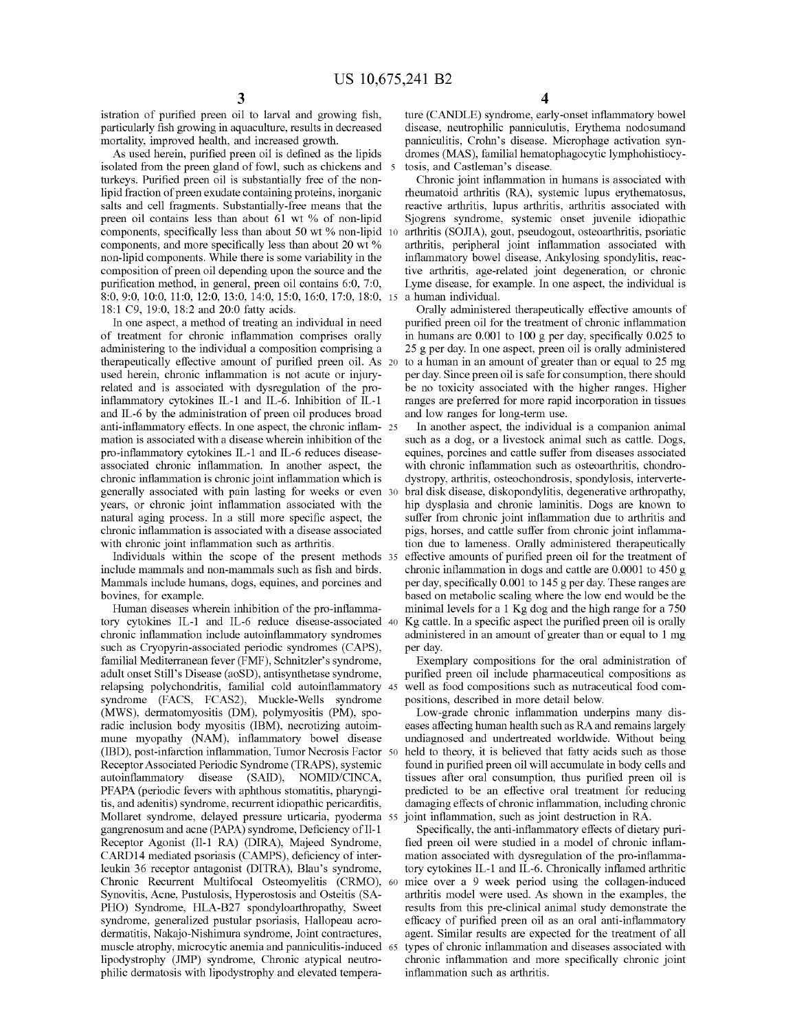istration of purified preen oil to larval and growing fish, particularly fish growing in aquaculture, results in decreased mortality, improved health, and increased growth.

As used herein, purified preen oil is defined as the lipids isolated from the preen gland of fowl, such as chickens and turkeys. Purified preen oil is substantially free of the non-lipid fraction of preen exudate containing proteins, inorganic salts and cell fragments. Substantially-free means that the preen oil contains less than about 61 wt % of non-lipid components, specifically less than about 50 wt % non-lipid components, and more specifically less than about 20 wt % non-lipid components. While there is some variability in the composition of preen oil depending upon the source and the purification method, in general, preen oil contains 6:0, 7:0, 8:0, 9:0, 10:0, 11:0, 12:0, 13:0, 14:0, 15:0, 16:0, 17:0, 18:0, 18:1 C9, 19:0, 18:2 and 20:0 fatty acids.

In one aspect, a method of treating an individual in need of treatment for chronic inflammation comprises orally administering to the individual a composition comprising a therapeutically effective amount of purified preen oil. As used herein, chronic inflammation is not acute or injury-related and is associated with dysregulation of the pro-inflammatory cytokines IL-1 and IL-6. Inhibition of IL-1 and IL-6 by the administration of preen oil produces broad anti-inflammatory effects. In one aspect, the chronic inflammation is associated with a disease wherein inhibition of the pro-inflammatory cytokines IL-1 and IL-6 reduces disease-associated chronic inflammation. In another aspect, the chronic inflammation is chronic joint inflammation which is generally associated with pain lasting for weeks or even years, or chronic joint inflammation associated with the natural aging process. In a still more specific aspect, the chronic inflammation is associated with a disease associated with chronic joint inflammation such as arthritis.

Individuals within the scope of the present methods include mammals and non-mammals such as fish and birds. Mammals include humans, dogs, equines, and porcines and bovines, for example.

Human diseases wherein inhibition of the pro-inflammatory cytokines IL-1 and IL-6 reduce disease-associated chronic inflammation include autoinflammatory syndromes such as Cryopyrin-associated periodic syndromes (CAPS), familial Mediterranean fever (FMF), Schnitzler's syndrome, adult onset Still's Disease (aoSD), antisynthetase syndrome, relapsing polychondritis, familial cold autoinflammatory syndrome (FACS, FCAS2), Muckle-Wells syndrome (MWS), dermatomyositis (DM), polymyositis (PM), sporadic inclusion body myositis (IBM), necrotizing autoimmune myopathy (NAM), inflammatory bowel disease (IBD), post-infarction inflammation, Tumor Necrosis Factor Receptor Associated Periodic Syndrome (TRAPS), systemic autoinflammatory disease (SAID), NOMID/CINCA, PFAPA (periodic fevers with aphthous stomatitis, pharyngitis, and adenitis) syndrome, recurrent idiopathic pericarditis, Mollaret syndrome, delayed pressure urticaria, pyoderma gangrenosum and acne (PAPA) syndrome, Deficiency of Il-1 Receptor Agonist (Il-1 RA) (DIRA), Majeed Syndrome, CARD14 mediated psoriasis (CAMPS), deficiency of interleukin 36 receptor antagonist (DITRA), Blau's syndrome, Chronic Recurrent Multifocal Osteomyelitis (CRMO), Synovitis, Acne, Pustulosis, Hyperostosis and Osteitis (SAPHO) Syndrome, HLA-B27 spondyloarthropathy, Sweet syndrome, generalized pustular psoriasis, Hallopeau acrodermatitis, Nakajo-Nishimura syndrome, Joint contractures, muscle atrophy, microcytic anemia and panniculitis-induced lipodystrophy (JMP) syndrome, Chronic atypical neutrophilic dermatosis with lipodystrophy and elevated temperature (CANDLE) syndrome, early-onset inflammatory bowel disease, neutrophilic panniculutis, Erythema nodosumand panniculitis, Crohn's disease. Microphage activation syndromes (MAS), familial hematophagocytic lymphohistiocytosis, and Castleman's disease.

Chronic joint inflammation in humans is associated with rheumatoid arthritis (RA), systemic lupus erythematosus, reactive arthritis, lupus arthritis, arthritis associated with Sjogrens syndrome, systemic onset juvenile idiopathic arthritis (SOJIA), gout, pseudogout, osteoarthritis, psoriatic arthritis, peripheral joint inflammation associated with inflammatory bowel disease, Ankylosing spondylitis, reactive arthritis, age-related joint degeneration, or chronic Lyme disease, for example. In one aspect, the individual is a human individual.

Orally administered therapeutically effective amounts of purified preen oil for the treatment of chronic inflammation in humans are 0.001 to 100 g per day, specifically 0.025 to 25 g per day. In one aspect, preen oil is orally administered to a human in an amount of greater than or equal to 25 mg per day. Since preen oil is safe for consumption, there should be no toxicity associated with the higher ranges. Higher ranges are preferred for more rapid incorporation in tissues and low ranges for long-term use.

In another aspect, the individual is a companion animal such as a dog, or a livestock animal such as cattle. Dogs, equines, porcines and cattle suffer from diseases associated with chronic inflammation such as osteoarthritis, chondrodystropy, arthritis, osteochondrosis, spondylosis, intervertebral disk disease, diskopondylitis, degenerative arthropathy, hip dysplasia and chronic laminitis. Dogs are known to suffer from chronic joint inflammation due to arthritis and pigs, horses, and cattle suffer from chronic joint inflammation due to lameness. Orally administered therapeutically effective amounts of purified preen oil for the treatment of chronic inflammation in dogs and cattle are 0.0001 to 450 g per day, specifically 0.001 to 145 g per day. These ranges are based on metabolic scaling where the low end would be the minimal levels for a 1 Kg dog and the high range for a 750 Kg cattle. In a specific aspect the purified preen oil is orally administered in an amount of greater than or equal to 1 mg per day.

Exemplary compositions for the oral administration of purified preen oil include pharmaceutical compositions as well as food compositions such as nutraceutical food compositions, described in more detail below.

Low-grade chronic inflammation underpins many diseases affecting human health such as RA and remains largely undiagnosed and undertreated worldwide. Without being held to theory, it is believed that fatty acids such as those found in purified preen oil will accumulate in body cells and tissues after oral consumption, thus purified preen oil is predicted to be an effective oral treatment for reducing damaging effects of chronic inflammation, including chronic joint inflammation, such as joint destruction in RA.

Specifically, the anti-inflammatory effects of dietary purified preen oil were studied in a model of chronic inflammation associated with dysregulation of the pro-inflammatory cytokines IL-1 and IL-6. Chronically inflamed arthritic mice over a 9 week period using the collagen-induced arthritis model were used. As shown in the examples, the results from this pre-clinical animal study demonstrate the efficacy of purified preen oil as an oral anti-inflammatory agent. Similar results are expected for the treatment of all types of chronic inflammation and diseases associated with chronic inflammation and more specifically chronic joint inflammation such as arthritis.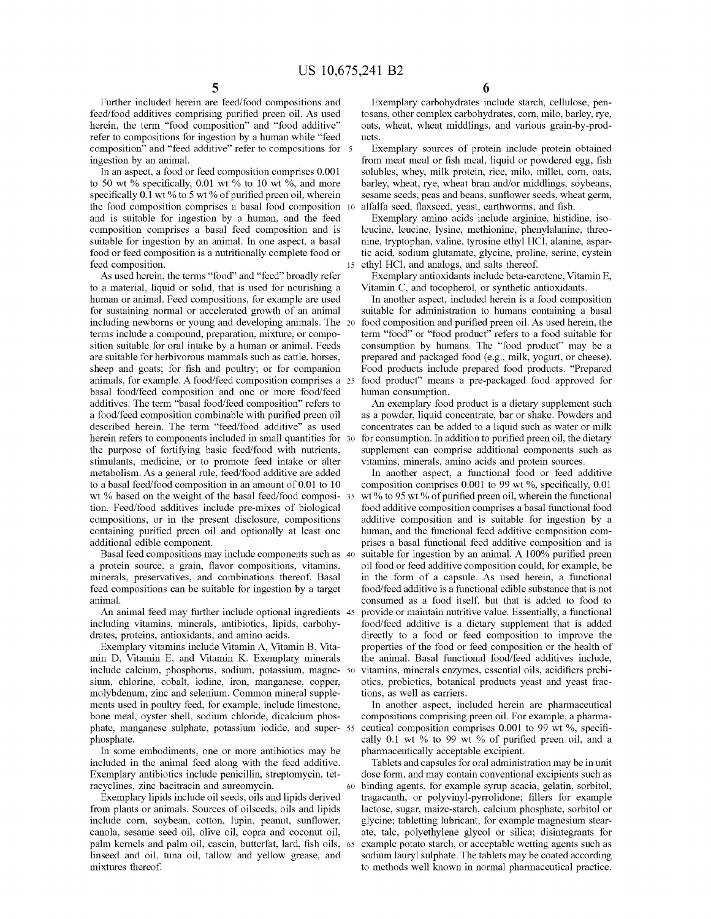Further included herein are feed/food compositions and feed/food additives comprising purified preen oil. As used herein, the term "food composition" and "food additive" refer to compositions for ingestion by a human while "feed composition" and "feed additive" refer to compositions for ingestion by an animal.

In an aspect, a food or feed composition comprises 0.001 to 50 wt % specifically, 0.01 wt % to 10 wt %, and more specifically 0.1 wt % to 5 wt % of purified preen oil, wherein the food composition comprises a basal food composition and is suitable for ingestion by a human, and the feed composition comprises a basal feed composition and is suitable for ingestion by an animal. In one aspect, a basal food or feed composition is a nutritionally complete food or feed composition.

As used herein, the terms "food" and "feed" broadly refer to a material, liquid or solid, that is used for nourishing a human or animal. Feed compositions, for example are used for sustaining normal or accelerated growth of an animal including newborns or young and developing animals. The terms include a compound, preparation, mixture, or composition suitable for oral intake by a human or animal. Feeds are suitable for herbivorous mammals such as cattle, horses, sheep and goats; for fish and poultry; or for companion animals, for example. A food/feed composition comprises a basal food/feed composition and one or more food/feed additives. The term "basal food/feed composition" refers to a food/feed composition combinable with purified preen oil described herein. The term "feed/food additive" as used herein refers to components included in small quantities for the purpose of fortifying basic feed/food with nutrients, stimulants, medicine, or to promote feed intake or alter metabolism. As a general rule, feed/food additive are added to a basal feed/food composition in an amount of 0.01 to 10 wt % based on the weight of the basal feed/food composition. Feed/food additives include pre-mixes of biological compositions, or in the present disclosure, compositions containing purified preen oil and optionally at least one additional edible component.

Basal feed compositions may include components such as a protein source, a grain, flavor compositions, vitamins, minerals, preservatives, and combinations thereof. Basal feed compositions can be suitable for ingestion by a target animal.

An animal feed may further include optional ingredients including vitamins, minerals, antibiotics, lipids, carbohydrates, proteins, antioxidants, and amino acids.

Exemplary vitamins include Vitamin A, Vitamin B, Vitamin D, Vitamin E, and Vitamin K. Exemplary minerals include calcium, phosphorus, sodium, potassium, magnesium, chlorine, cobalt, iodine, iron, manganese, copper, molybdenum, zinc and selenium. Common mineral supplements used in poultry feed, for example, include limestone, bone meal, oyster shell, sodium chloride, dicalcium phosphate, manganese sulphate, potassium iodide, and superphosphate.

In some embodiments, one or more antibiotics may be included in the animal feed along with the feed additive. Exemplary antibiotics include penicillin, streptomycin, tetracyclines, zinc bacitracin and aureomycin.

Exemplary lipids include oil seeds, oils and lipids derived from plants or animals. Sources of oilseeds, oils and lipids include corn, soybean, cotton, lupin, peanut, sunflower, canola, sesame seed oil, olive oil, copra and coconut oil, palm kernels and palm oil, casein, butterfat, lard, fish oils, linseed and oil, tuna oil, tallow and yellow grease, and mixtures thereof.

Exemplary carbohydrates include starch, cellulose, pentosans, other complex carbohydrates, corn, milo, barley, rye, oats, wheat, wheat middlings, and various grain-by-products.

Exemplary sources of protein include protein obtained from meat meal or fish meal, liquid or powdered egg, fish solubles, whey, milk protein, rice, milo, millet, corn, oats, barley, wheat, rye, wheat bran and/or middlings, soybeans, sesame seeds, peas and beans, sunflower seeds, wheat germ, alfalfa seed, flaxseed, yeast, earthworms, and fish.

Exemplary amino acids include arginine, histidine, isoleucine, leucine, lysine, methionine, phenylalanine, threonine, tryptophan, valine, tyrosine ethyl HCl, alanine, aspartic acid, sodium glutamate, glycine, proline, serine, cystein ethyl HCl, and analogs, and salts thereof.

Exemplary antioxidants include beta-carotene, Vitamin E, Vitamin C, and tocopherol, or synthetic antioxidants.

In another aspect, included herein is a food composition suitable for administration to humans containing a basal food composition and purified preen oil. As used herein, the term "food" or "food product" refers to a food suitable for consumption by humans. The "food product" may be a prepared and packaged food (e.g., milk, yogurt, or cheese). Food products include prepared food products. "Prepared food product" means a pre-packaged food approved for human consumption.

An exemplary food product is a dietary supplement such as a powder, liquid concentrate, bar or shake. Powders and concentrates can be added to a liquid such as water or milk for consumption. In addition to purified preen oil, the dietary supplement can comprise additional components such as vitamins, minerals, amino acids and protein sources.

In another aspect, a functional food or feed additive composition comprises 0.001 to 99 wt %, specifically, 0.01 wt % to 95 wt % of purified preen oil, wherein the functional food additive composition comprises a basal functional food additive composition and is suitable for ingestion by a human, and the functional feed additive composition comprises a basal functional feed additive composition and is suitable for ingestion by an animal. A 100% purified preen oil food or feed additive composition could, for example, be in the form of a capsule. As used herein, a functional food/feed additive is a functional edible substance that is not consumed as a food itself, but that is added to food to provide or maintain nutritive value. Essentially, a functional food/feed additive is a dietary supplement that is added directly to a food or feed composition to improve the properties of the food or feed composition or the health of the animal. Basal functional food/feed additives include, vitamins, minerals enzymes, essential oils, acidifiers prebiotics, probiotics, botanical products yeast and yeast fractions, as well as carriers.

In another aspect, included herein are pharmaceutical compositions comprising preen oil. For example, a pharmaceutical composition comprises 0.001 to 99 wt %, specifically 0.1 wt % to 99 wt % of purified preen oil, and a pharmaceutically acceptable excipient.

Tablets and capsules for oral administration may be in unit dose form, and may contain conventional excipients such as binding agents, for example syrup acacia, gelatin, sorbitol, tragacanth, or polyvinyl-pyrrolidone; fillers for example lactose, sugar, maize-starch, calcium phosphate, sorbitol or glycine; tabletting lubricant, for example magnesium stearate, talc, polyethylene glycol or silica; disintegrants for example potato starch, or acceptable wetting agents such as sodium lauryl sulphate. The tablets may be coated according to methods well known in normal pharmaceutical practice.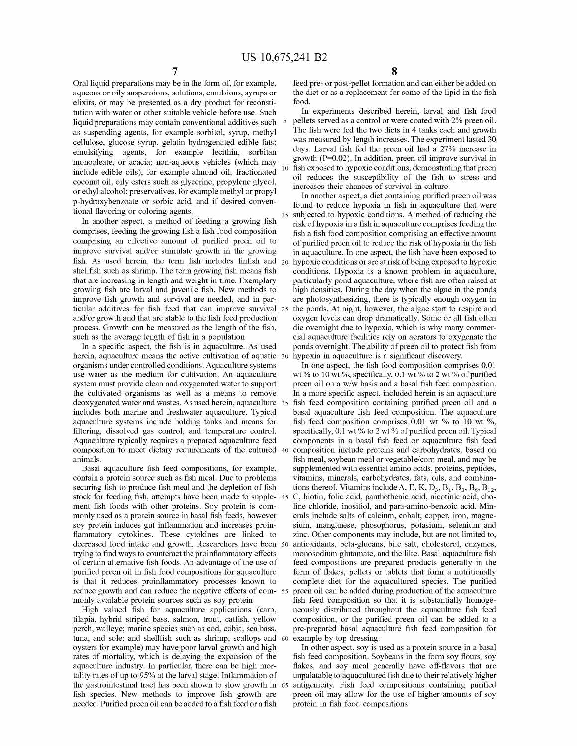Oral liquid preparations may be in the form of, for example, aqueous or oily suspensions, solutions, emulsions, syrups or elixirs, or may be presented as a dry product for reconstitution with water or other suitable vehicle before use. Such liquid preparations may contain conventional additives such as suspending agents, for example sorbitol, syrup, methyl cellulose, glucose syrup, gelatin hydrogenated edible fats; emulsifying agents, for example lecithin, sorbitan monooleate, or acacia; non-aqueous vehicles (which may include edible oils), for example almond oil, fractionated coconut oil, oily esters such as glycerine, propylene glycol, or ethyl alcohol; preservatives, for example methyl or propyl p-hydroxybenzoate or sorbic acid, and if desired conventional flavoring or coloring agents.

In another aspect, a method of feeding a growing fish comprises, feeding the growing fish a fish food composition comprising an effective amount of purified preen oil to improve survival and/or stimulate growth in the growing fish. As used herein, the term fish includes finfish and shellfish such as shrimp. The term growing fish means fish that are increasing in length and weight in time. Exemplary growing fish are larval and juvenile fish. New methods to improve fish growth and survival are needed, and in particular additives for fish feed that can improve survival and/or growth and that are stable to the fish feed production process. Growth can be measured as the length of the fish, such as the average length of fish in a population.

In a specific aspect, the fish is in aquaculture. As used herein, aquaculture means the active cultivation of aquatic organisms under controlled conditions. Aquaculture systems use water as the medium for cultivation. An aquaculture system must provide clean and oxygenated water to support the cultivated organisms as well as a means to remove deoxygenated water and wastes. As used herein, aquaculture includes both marine and freshwater aquaculture. Typical aquaculture systems include holding tanks and means for filtering, dissolved gas control, and temperature control. Aquaculture typically requires a prepared aquaculture feed composition to meet dietary requirements of the cultured animals.

Basal aquaculture fish feed compositions, for example, contain a protein source such as fish meal. Due to problems securing fish to produce fish meal and the depletion of fish stock for feeding fish, attempts have been made to supplement fish foods with other proteins. Soy protein is commonly used as a protein source in basal fish feeds, however soy protein induces gut inflammation and increases proinflammatory cytokines. These cytokines are linked to decreased food intake and growth. Researchers have been trying to find ways to counteract the proinflammatory effects of certain alternative fish foods. An advantage of the use of purified preen oil in fish food compositions for aquaculture is that it reduces proinflammatory processes known to reduce growth and can reduce the negative effects of commonly available protein sources such as soy protein

High valued fish for aquaculture applications (carp, tilapia, hybrid striped bass, salmon, trout, catfish, yellow perch, walleye; marine species such as cod, cobia, sea bass, tuna, and sole; and shellfish such as shrimp, scallops and oysters for example) may have poor larval growth and high rates of mortality, which is delaying the expansion of the aquaculture industry. In particular, there can be high mortality rates of up to 95% at the larval stage. Inflammation of the gastrointestinal tract has been shown to slow growth in fish species. New methods to improve fish growth are needed. Purified preen oil can be added to a fish feed or a fish feed pre- or post-pellet formation and can either be added on the diet or as a replacement for some of the lipid in the fish food.

In experiments described herein, larval and fish food pellets served as a control or were coated with 2% preen oil. The fish were fed the two diets in 4 tanks each and growth was measured by length increases. The experiment lasted 30 days. Larval fish fed the preen oil had a 27% increase in growth ($P=0.02$). In addition, preen oil improve survival in fish exposed to hypoxic conditions, demonstrating that preen oil reduces the susceptibility of the fish to stress and increases their chances of survival in culture.

In another aspect, a diet containing purified preen oil was found to reduce hypoxia in fish in aquaculture that were subjected to hypoxic conditions. A method of reducing the risk of hypoxia in a fish in aquaculture comprises feeding the fish a fish food composition comprising an effective amount of purified preen oil to reduce the risk of hypoxia in the fish in aquaculture. In one aspect, the fish have been exposed to hypoxic conditions or are at risk of being exposed to hypoxic conditions. Hypoxia is a known problem in aquaculture, particularly pond aquaculture, where fish are often raised at high densities. During the day when the algae in the ponds are photosynthesizing, there is typically enough oxygen in the ponds. At night, however, the algae start to respire and oxygen levels can drop dramatically. Some or all fish often die overnight due to hypoxia, which is why many commercial aquaculture facilities rely on aerators to oxygenate the ponds overnight. The ability of preen oil to protect fish from hypoxia in aquaculture is a significant discovery.

In one aspect, the fish food composition comprises 0.01 wt % to 10 wt %, specifically, 0.1 wt % to 2 wt % of purified preen oil on a w/w basis and a basal fish feed composition. In a more specific aspect, included herein is an aquaculture fish feed composition containing purified preen oil and a basal aquaculture fish feed composition. The aquaculture fish feed composition comprises 0.01 wt % to 10 wt %, specifically, 0.1 wt % to 2 wt % of purified preen oil. Typical components in a basal fish feed or aquaculture fish feed composition include proteins and carbohydrates, based on fish meal, soybean meal or vegetable/corn meal, and may be supplemented with essential amino acids, proteins, peptides, vitamins, minerals, carbohydrates, fats, oils, and combinations thereof. Vitamins include A, E, K, $D_3$, $B_1$, $B_3$, $B_6$, $B_{12}$, C, biotin, folic acid, panthothenic acid, nicotinic acid, choline chloride, inositiol, and para-amino-benzoic acid. Minerals include salts of calcium, cobalt, copper, iron, magnesium, manganese, phosophorus, potassium, selenium and zinc. Other components may include, but are not limited to, antioxidants, beta-glucans, bile salt, cholesterol, enzymes, monosodium glutamate, and the like. Basal aquaculture fish feed compositions are prepared products generally in the form of flakes, pellets or tablets that form a nutritionally complete diet for the aquacultured species. The purified preen oil can be added during production of the aquaculture fish feed composition so that it is substantially homogeneously distributed throughout the aquaculture fish feed composition, or the purified preen oil can be added to a pre-prepared basal aquaculture fish feed composition for example by top dressing.

In other aspect, soy is used as a protein source in a basal fish feed composition. Soybeans in the form soy flours, soy flakes, and soy meal generally have off-flavors that are unpalatable to aquacultured fish due to their relatively higher antigenicity. Fish feed compositions containing purified preen oil may allow for the use of higher amounts of soy protein in fish food compositions.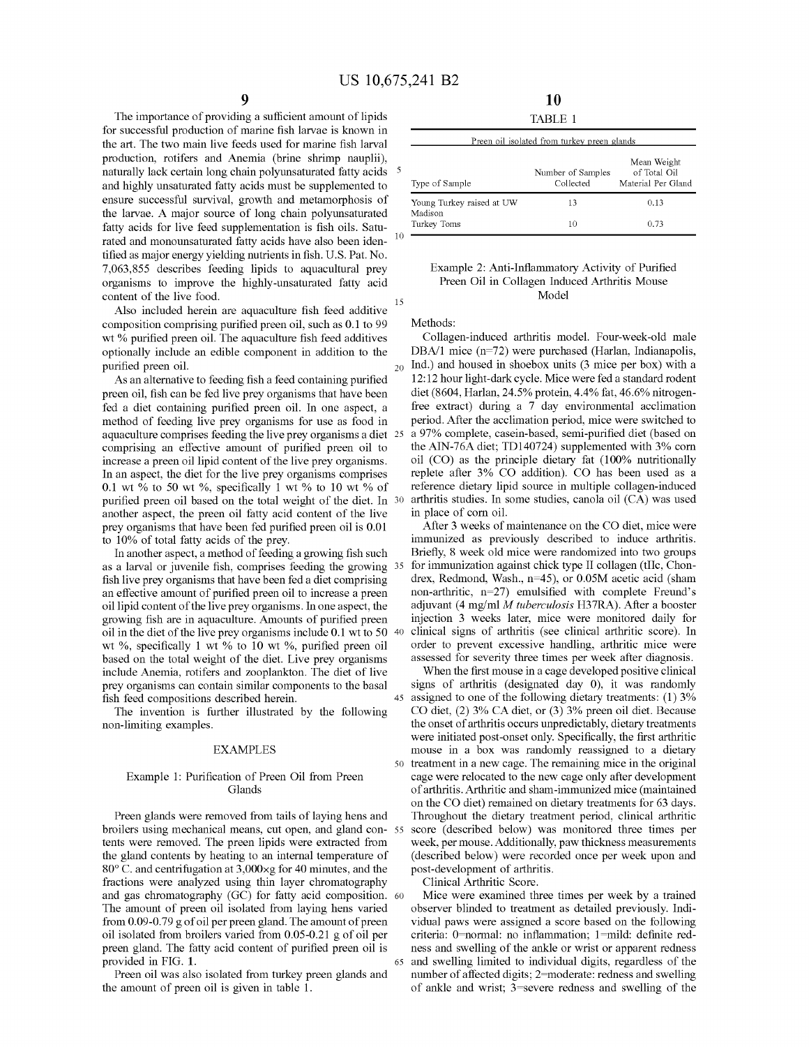The importance of providing a sufficient amount of lipids for successful production of marine fish larvae is known in the art. The two main live feeds used for marine fish larval production, rotifers and Anemia (brine shrimp nauplii), naturally lack certain long chain polyunsaturated fatty acids and highly unsaturated fatty acids must be supplemented to ensure successful survival, growth and metamorphosis of the larvae. A major source of long chain polyunsaturated fatty acids for live feed supplementation is fish oils. Saturated and monounsaturated fatty acids have also been identified as major energy yielding nutrients in fish. U.S. Pat. No. 7,063,855 describes feeding lipids to aquacultural prey organisms to improve the highly-unsaturated fatty acid content of the live food.

Also included herein are aquaculture fish feed additive composition comprising purified preen oil, such as 0.1 to 99 wt % purified preen oil. The aquaculture fish feed additives optionally include an edible component in addition to the purified preen oil.

As an alternative to feeding fish a feed containing purified preen oil, fish can be fed live prey organisms that have been fed a diet containing purified preen oil. In one aspect, a method of feeding live prey organisms for use as food in aquaculture comprises feeding the live prey organisms a diet comprising an effective amount of purified preen oil to increase a preen oil lipid content of the live prey organisms. In an aspect, the diet for the live prey organisms comprises 0.1 wt % to 50 wt %, specifically 1 wt % to 10 wt % of purified preen oil based on the total weight of the diet. In another aspect, the preen oil fatty acid content of the live prey organisms that have been fed purified preen oil is 0.01 to 10% of total fatty acids of the prey.

In another aspect, a method of feeding a growing fish such as a larval or juvenile fish, comprises feeding the growing fish live prey organisms that have been fed a diet comprising an effective amount of purified preen oil to increase a preen oil lipid content of the live prey organisms. In one aspect, the growing fish are in aquaculture. Amounts of purified preen oil in the diet of the live prey organisms include 0.1 wt to 50 wt %, specifically 1 wt % to 10 wt %, purified preen oil based on the total weight of the diet. Live prey organisms include Anemia, rotifers and zooplankton. The diet of live prey organisms can contain similar components to the basal fish feed compositions described herein.

The invention is further illustrated by the following non-limiting examples.

## EXAMPLES

### Example 1: Purification of Preen Oil from Preen Glands

Preen glands were removed from tails of laying hens and broilers using mechanical means, cut open, and gland contents were removed. The preen lipids were extracted from the gland contents by heating to an internal temperature of 80° C. and centrifugation at 3,000×g for 40 minutes, and the fractions were analyzed using thin layer chromatography and gas chromatography (GC) for fatty acid composition. The amount of preen oil isolated from laying hens varied from 0.09-0.79 g of oil per preen gland. The amount of preen oil isolated from broilers varied from 0.05-0.21 g of oil per preen gland. The fatty acid content of purified preen oil is provided in FIG. 1.

Preen oil was also isolated from turkey preen glands and the amount of preen oil is given in table 1.

TABLE 1

Preen oil isolated from turkey preen glands

| Type of Sample | Number of Samples Collected | Mean Weight of Total Oil Material Per Gland |
|---|---|---|
| Young Turkey raised at UW Madison | 13 | 0.13 |
| Turkey Toms | 10 | 0.73 |

### Example 2: Anti-Inflammatory Activity of Purified Preen Oil in Collagen Induced Arthritis Mouse Model

Methods:

Collagen-induced arthritis model. Four-week-old male DBA/1 mice (n=72) were purchased (Harlan, Indianapolis, Ind.) and housed in shoebox units (3 mice per box) with a 12:12 hour light-dark cycle. Mice were fed a standard rodent diet (8604, Harlan, 24.5% protein, 4.4% fat, 46.6% nitrogen-free extract) during a 7 day environmental acclimation period. After the acclimation period, mice were switched to a 97% complete, casein-based, semi-purified diet (based on the AIN-76A diet; TD140724) supplemented with 3% corn oil (CO) as the principle dietary fat (100% nutritionally replete after 3% CO addition). CO has been used as a reference dietary lipid source in multiple collagen-induced arthritis studies. In some studies, canola oil (CA) was used in place of corn oil.

After 3 weeks of maintenance on the CO diet, mice were immunized as previously described to induce arthritis. Briefly, 8 week old mice were randomized into two groups for immunization against chick type II collagen (tIIc, Chondrex, Redmond, Wash., n=45), or 0.05M acetic acid (sham non-arthritic, n=27) emulsified with complete Freund's adjuvant (4 mg/ml *M tuberculosis* H37RA). After a booster injection 3 weeks later, mice were monitored daily for clinical signs of arthritis (see clinical arthritic score). In order to prevent excessive handling, arthritic mice were assessed for severity three times per week after diagnosis.

When the first mouse in a cage developed positive clinical signs of arthritis (designated day 0), it was randomly assigned to one of the following dietary treatments: (1) 3% CO diet, (2) 3% CA diet, or (3) 3% preen oil diet. Because the onset of arthritis occurs unpredictably, dietary treatments were initiated post-onset only. Specifically, the first arthritic mouse in a box was randomly reassigned to a dietary treatment in a new cage. The remaining mice in the original cage were relocated to the new cage only after development of arthritis. Arthritic and sham-immunized mice (maintained on the CO diet) remained on dietary treatments for 63 days. Throughout the dietary treatment period, clinical arthritic score (described below) was monitored three times per week, per mouse. Additionally, paw thickness measurements (described below) were recorded once per week upon and post-development of arthritis.

Clinical Arthritic Score.

Mice were examined three times per week by a trained observer blinded to treatment as detailed previously. Individual paws were assigned a score based on the following criteria: 0=normal: no inflammation; 1=mild: definite redness and swelling of the ankle or wrist or apparent redness and swelling limited to individual digits, regardless of the number of affected digits; 2=moderate: redness and swelling of ankle and wrist; 3=severe redness and swelling of the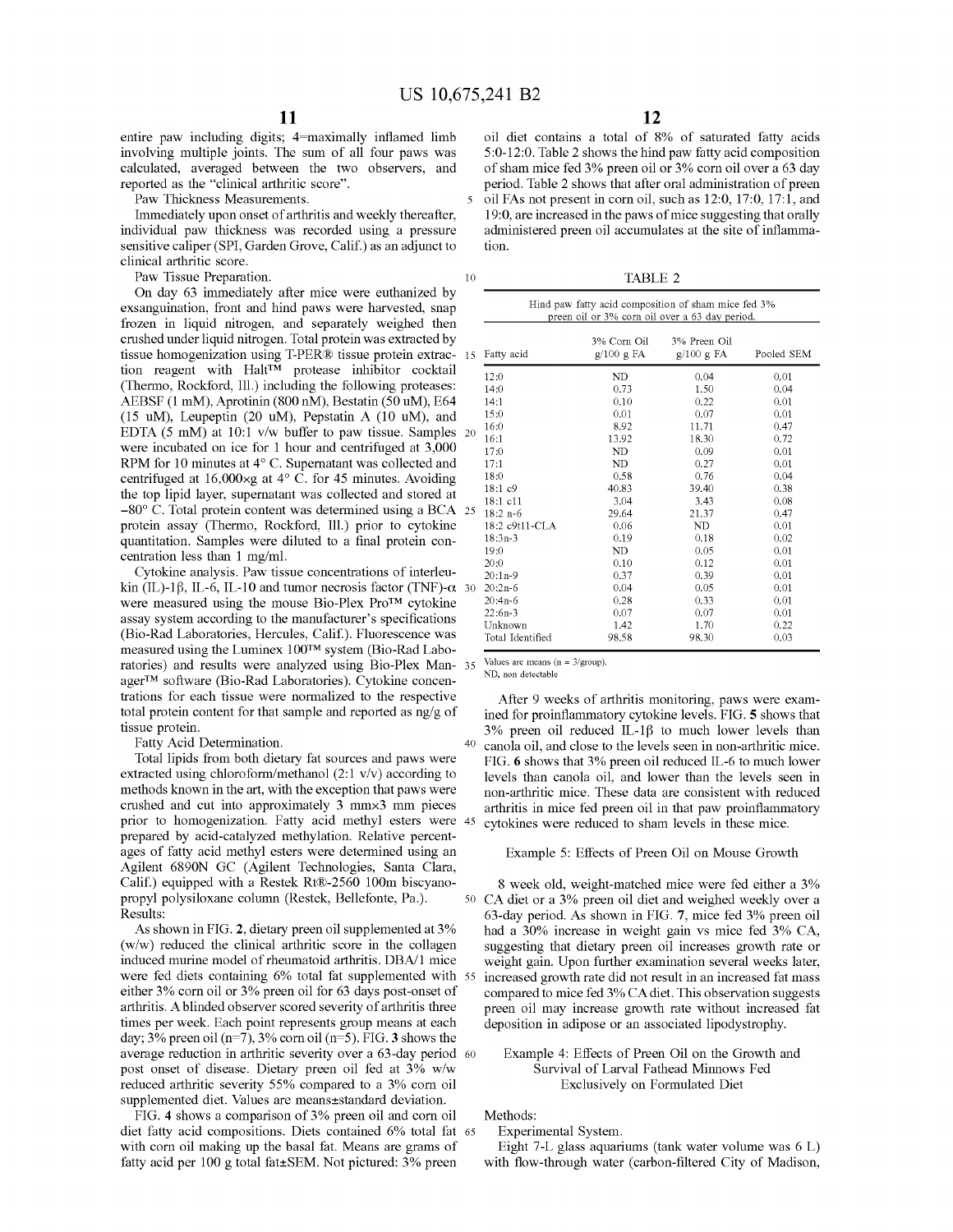entire paw including digits; 4=maximally inflamed limb involving multiple joints. The sum of all four paws was calculated, averaged between the two observers, and reported as the "clinical arthritic score".

Paw Thickness Measurements.

Immediately upon onset of arthritis and weekly thereafter, individual paw thickness was recorded using a pressure sensitive caliper (SPI, Garden Grove, Calif.) as an adjunct to clinical arthritic score.

Paw Tissue Preparation.

On day 63 immediately after mice were euthanized by exsanguination, front and hind paws were harvested, snap frozen in liquid nitrogen, and separately weighed then crushed under liquid nitrogen. Total protein was extracted by tissue homogenization using T-PER® tissue protein extraction reagent with Halt™ protease inhibitor cocktail (Thermo, Rockford, Ill.) including the following proteases: AEBSF (1 mM), Aprotinin (800 nM), Bestatin (50 uM), E64 (15 uM), Leupeptin (20 uM), Pepstatin A (10 uM), and EDTA (5 mM) at 10:1 v/w buffer to paw tissue. Samples were incubated on ice for 1 hour and centrifuged at 3,000 RPM for 10 minutes at 4° C. Supernatant was collected and centrifuged at 16,000×g at 4° C. for 45 minutes. Avoiding the top lipid layer, supernatant was collected and stored at −80° C. Total protein content was determined using a BCA protein assay (Thermo, Rockford, Ill.) prior to cytokine quantitation. Samples were diluted to a final protein concentration less than 1 mg/ml.

Cytokine analysis. Paw tissue concentrations of interleukin (IL)-1β, IL-6, IL-10 and tumor necrosis factor (TNF)-α were measured using the mouse Bio-Plex Pro™ cytokine assay system according to the manufacturer's specifications (Bio-Rad Laboratories, Hercules, Calif.). Fluorescence was measured using the Luminex 100™ system (Bio-Rad Laboratories) and results were analyzed using Bio-Plex Manager™ software (Bio-Rad Laboratories). Cytokine concentrations for each tissue were normalized to the respective total protein content for that sample and reported as ng/g of tissue protein.

Fatty Acid Determination.

Total lipids from both dietary fat sources and paws were extracted using chloroform/methanol (2:1 v/v) according to methods known in the art, with the exception that paws were crushed and cut into approximately 3 mm×3 mm pieces prior to homogenization. Fatty acid methyl esters were prepared by acid-catalyzed methylation. Relative percentages of fatty acid methyl esters were determined using an Agilent 6890N GC (Agilent Technologies, Santa Clara, Calif.) equipped with a Restek Rt®-2560 100m biscyanopropyl polysiloxane column (Restek, Bellefonte, Pa.).

Results:

As shown in FIG. 2, dietary preen oil supplemented at 3% (w/w) reduced the clinical arthritic score in the collagen induced murine model of rheumatoid arthritis. DBA/1 mice were fed diets containing 6% total fat supplemented with either 3% corn oil or 3% preen oil for 63 days post-onset of arthritis. A blinded observer scored severity of arthritis three times per week. Each point represents group means at each day; 3% preen oil (n=7), 3% corn oil (n=5). FIG. 3 shows the average reduction in arthritic severity over a 63-day period post onset of disease. Dietary preen oil fed at 3% w/w reduced arthritic severity 55% compared to a 3% corn oil supplemented diet. Values are means±standard deviation.

FIG. 4 shows a comparison of 3% preen oil and corn oil diet fatty acid compositions. Diets contained 6% total fat with corn oil making up the basal fat. Means are grams of fatty acid per 100 g total fat±SEM. Not pictured: 3% preen oil diet contains a total of 8% of saturated fatty acids 5:0-12:0. Table 2 shows the hind paw fatty acid composition of sham mice fed 3% preen oil or 3% corn oil over a 63 day period. Table 2 shows that after oral administration of preen oil FAs not present in corn oil, such as 12:0, 17:0, 17:1, and 19:0, are increased in the paws of mice suggesting that orally administered preen oil accumulates at the site of inflammation.

TABLE 2

Hind paw fatty acid composition of sham mice fed 3% preen oil or 3% corn oil over a 63 day period.

| Fatty acid | 3% Corn Oil g/100 g FA | 3% Preen Oil g/100 g FA | Pooled SEM |
|---|---|---|---|
| 12:0 | ND | 0.04 | 0.01 |
| 14:0 | 0.73 | 1.50 | 0.04 |
| 14:1 | 0.10 | 0.22 | 0.01 |
| 15:0 | 0.01 | 0.07 | 0.01 |
| 16:0 | 8.92 | 11.71 | 0.47 |
| 16:1 | 13.92 | 18.30 | 0.72 |
| 17:0 | ND | 0.09 | 0.01 |
| 17:1 | ND | 0.27 | 0.01 |
| 18:0 | 0.58 | 0.76 | 0.04 |
| 18:1 c9 | 40.83 | 39.40 | 0.38 |
| 18:1 c11 | 3.04 | 3.43 | 0.08 |
| 18:2 n-6 | 29.64 | 21.37 | 0.47 |
| 18:2 c9t11-CLA | 0.06 | ND | 0.01 |
| 18:3n-3 | 0.19 | 0.18 | 0.02 |
| 19:0 | ND | 0.05 | 0.01 |
| 20:0 | 0.10 | 0.12 | 0.01 |
| 20:1n-9 | 0.37 | 0.39 | 0.01 |
| 20:2n-6 | 0.04 | 0.05 | 0.01 |
| 20:4n-6 | 0.28 | 0.33 | 0.01 |
| 22:6n-3 | 0.07 | 0.07 | 0.01 |
| Unknown | 1.42 | 1.70 | 0.22 |
| Total Identified | 98.58 | 98.30 | 0.03 |

Values are means (n = 3/group).
ND, non detectable

After 9 weeks of arthritis monitoring, paws were examined for proinflammatory cytokine levels. FIG. 5 shows that 3% preen oil reduced IL-1β to much lower levels than canola oil, and close to the levels seen in non-arthritic mice. FIG. 6 shows that 3% preen oil reduced IL-6 to much lower levels than canola oil, and lower than the levels seen in non-arthritic mice. These data are consistent with reduced arthritis in mice fed preen oil in that paw proinflammatory cytokines were reduced to sham levels in these mice.

Example 5: Effects of Preen Oil on Mouse Growth

8 week old, weight-matched mice were fed either a 3% CA diet or a 3% preen oil diet and weighed weekly over a 63-day period. As shown in FIG. 7, mice fed 3% preen oil had a 30% increase in weight gain vs mice fed 3% CA, suggesting that dietary preen oil increases growth rate or weight gain. Upon further examination several weeks later, increased growth rate did not result in an increased fat mass compared to mice fed 3% CA diet. This observation suggests preen oil may increase growth rate without increased fat deposition in adipose or an associated lipodystrophy.

Example 4: Effects of Preen Oil on the Growth and Survival of Larval Fathead Minnows Fed Exclusively on Formulated Diet

Methods:

Experimental System.

Eight 7-L glass aquariums (tank water volume was 6 L) with flow-through water (carbon-filtered City of Madison,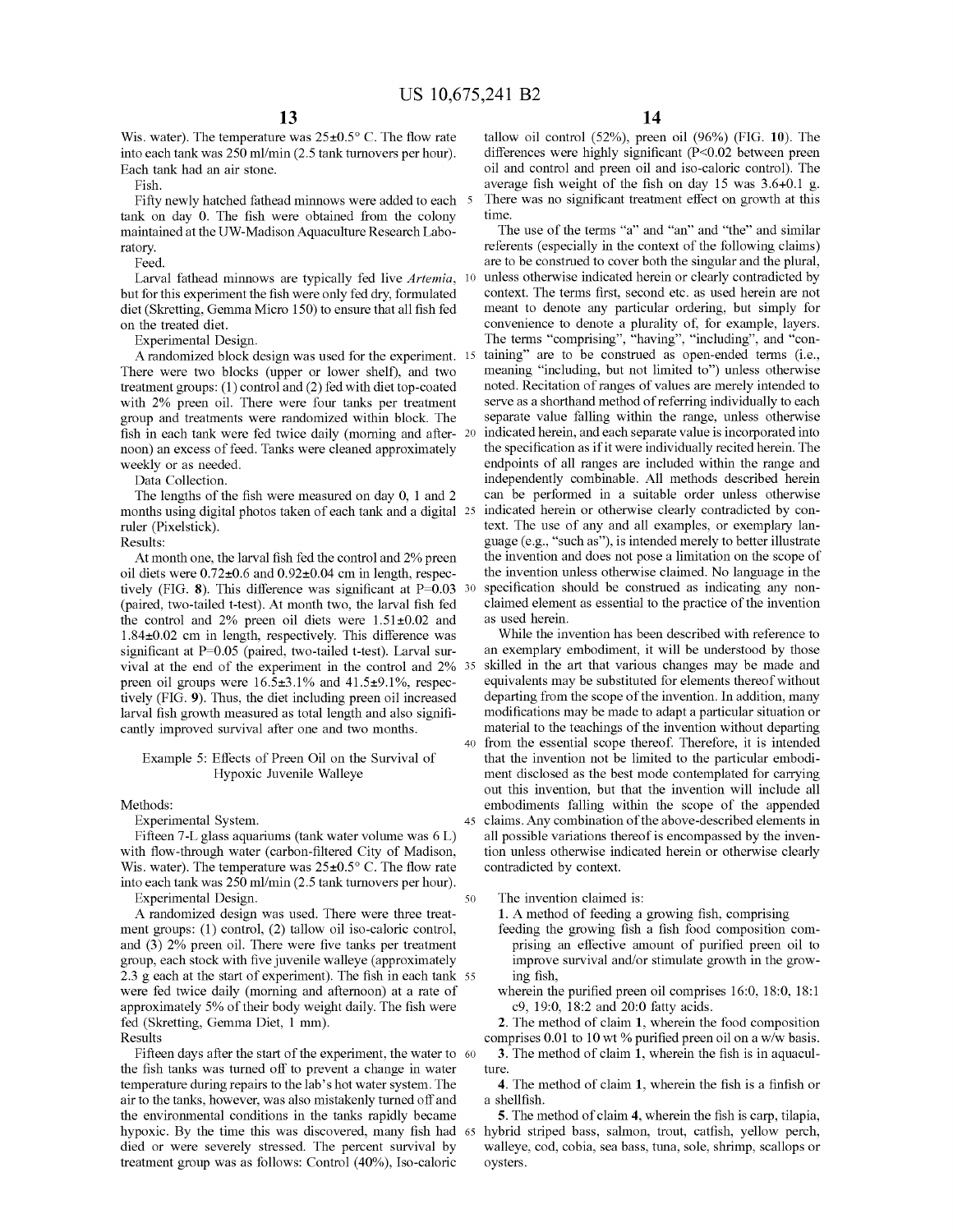Wis. water). The temperature was 25±0.5° C. The flow rate into each tank was 250 ml/min (2.5 tank turnovers per hour). Each tank had an air stone.

Fish.

Fifty newly hatched fathead minnows were added to each tank on day 0. The fish were obtained from the colony maintained at the UW-Madison Aquaculture Research Laboratory.

Feed.

Larval fathead minnows are typically fed live *Artemia*, but for this experiment the fish were only fed dry, formulated diet (Skretting, Gemma Micro 150) to ensure that all fish fed on the treated diet.

Experimental Design.

A randomized block design was used for the experiment. There were two blocks (upper or lower shelf), and two treatment groups: (1) control and (2) fed with diet top-coated with 2% preen oil. There were four tanks per treatment group and treatments were randomized within block. The fish in each tank were fed twice daily (morning and afternoon) an excess of feed. Tanks were cleaned approximately weekly or as needed.

Data Collection.

The lengths of the fish were measured on day 0, 1 and 2 months using digital photos taken of each tank and a digital ruler (Pixelstick).

Results:

At month one, the larval fish fed the control and 2% preen oil diets were 0.72±0.6 and 0.92±0.04 cm in length, respectively (FIG. 8). This difference was significant at P=0.03 (paired, two-tailed t-test). At month two, the larval fish fed the control and 2% preen oil diets were 1.51±0.02 and 1.84±0.02 cm in length, respectively. This difference was significant at P=0.05 (paired, two-tailed t-test). Larval survival at the end of the experiment in the control and 2% preen oil groups were 16.5±3.1% and 41.5±9.1%, respectively (FIG. 9). Thus, the diet including preen oil increased larval fish growth measured as total length and also significantly improved survival after one and two months.

## Example 5: Effects of Preen Oil on the Survival of Hypoxic Juvenile Walleye

Methods:

Experimental System.

Fifteen 7-L glass aquariums (tank water volume was 6 L) with flow-through water (carbon-filtered City of Madison, Wis. water). The temperature was 25±0.5° C. The flow rate into each tank was 250 ml/min (2.5 tank turnovers per hour).

Experimental Design.

A randomized design was used. There were three treatment groups: (1) control, (2) tallow oil iso-caloric control, and (3) 2% preen oil. There were five tanks per treatment group, each stock with five juvenile walleye (approximately 2.3 g each at the start of experiment). The fish in each tank were fed twice daily (morning and afternoon) at a rate of approximately 5% of their body weight daily. The fish were fed (Skretting, Gemma Diet, 1 mm).

Results

Fifteen days after the start of the experiment, the water to the fish tanks was turned off to prevent a change in water temperature during repairs to the lab's hot water system. The air to the tanks, however, was also mistakenly turned off and the environmental conditions in the tanks rapidly became hypoxic. By the time this was discovered, many fish had died or were severely stressed. The percent survival by treatment group was as follows: Control (40%), Iso-caloric tallow oil control (52%), preen oil (96%) (FIG. 10). The differences were highly significant (P<0.02 between preen oil and control and preen oil and iso-caloric control). The average fish weight of the fish on day 15 was 3.6+0.1 g. There was no significant treatment effect on growth at this time.

The use of the terms "a" and "an" and "the" and similar referents (especially in the context of the following claims) are to be construed to cover both the singular and the plural, unless otherwise indicated herein or clearly contradicted by context. The terms first, second etc. as used herein are not meant to denote any particular ordering, but simply for convenience to denote a plurality of, for example, layers. The terms "comprising", "having", "including", and "containing" are to be construed as open-ended terms (i.e., meaning "including, but not limited to") unless otherwise noted. Recitation of ranges of values are merely intended to serve as a shorthand method of referring individually to each separate value falling within the range, unless otherwise indicated herein, and each separate value is incorporated into the specification as if it were individually recited herein. The endpoints of all ranges are included within the range and independently combinable. All methods described herein can be performed in a suitable order unless otherwise indicated herein or otherwise clearly contradicted by context. The use of any and all examples, or exemplary language (e.g., "such as"), is intended merely to better illustrate the invention and does not pose a limitation on the scope of the invention unless otherwise claimed. No language in the specification should be construed as indicating any non-claimed element as essential to the practice of the invention as used herein.

While the invention has been described with reference to an exemplary embodiment, it will be understood by those skilled in the art that various changes may be made and equivalents may be substituted for elements thereof without departing from the scope of the invention. In addition, many modifications may be made to adapt a particular situation or material to the teachings of the invention without departing from the essential scope thereof. Therefore, it is intended that the invention not be limited to the particular embodiment disclosed as the best mode contemplated for carrying out this invention, but that the invention will include all embodiments falling within the scope of the appended claims. Any combination of the above-described elements in all possible variations thereof is encompassed by the invention unless otherwise indicated herein or otherwise clearly contradicted by context.

The invention claimed is:

1. A method of feeding a growing fish, comprising
   feeding the growing fish a fish food composition comprising an effective amount of purified preen oil to improve survival and/or stimulate growth in the growing fish,
   wherein the purified preen oil comprises 16:0, 18:0, 18:1 c9, 19:0, 18:2 and 20:0 fatty acids.

2. The method of claim 1, wherein the food composition comprises 0.01 to 10 wt % purified preen oil on a w/w basis.

3. The method of claim 1, wherein the fish is in aquaculture.

4. The method of claim 1, wherein the fish is a finfish or a shellfish.

5. The method of claim 4, wherein the fish is carp, tilapia, hybrid striped bass, salmon, trout, catfish, yellow perch, walleye, cod, cobia, sea bass, tuna, sole, shrimp, scallops or oysters.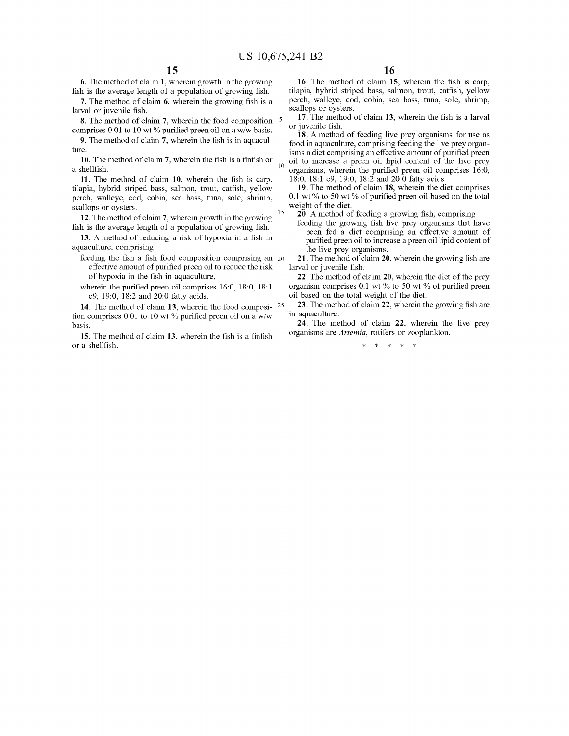6. The method of claim 1, wherein growth in the growing fish is the average length of a population of growing fish.

7. The method of claim 6, wherein the growing fish is a larval or juvenile fish.

8. The method of claim 7, wherein the food composition comprises 0.01 to 10 wt % purified preen oil on a w/w basis.

9. The method of claim 7, wherein the fish is in aquaculture.

10. The method of claim 7, wherein the fish is a finfish or a shellfish.

11. The method of claim 10, wherein the fish is carp, tilapia, hybrid striped bass, salmon, trout, catfish, yellow perch, walleye, cod, cobia, sea bass, tuna, sole, shrimp, scallops or oysters.

12. The method of claim 7, wherein growth in the growing fish is the average length of a population of growing fish.

13. A method of reducing a risk of hypoxia in a fish in aquaculture, comprising

feeding the fish a fish food composition comprising an effective amount of purified preen oil to reduce the risk of hypoxia in the fish in aquaculture,

wherein the purified preen oil comprises 16:0, 18:0, 18:1 c9, 19:0, 18:2 and 20:0 fatty acids.

14. The method of claim 13, wherein the food composition comprises 0.01 to 10 wt % purified preen oil on a w/w basis.

15. The method of claim 13, wherein the fish is a finfish or a shellfish.

16. The method of claim 15, wherein the fish is carp, tilapia, hybrid striped bass, salmon, trout, catfish, yellow perch, walleye, cod, cobia, sea bass, tuna, sole, shrimp, scallops or oysters.

17. The method of claim 13, wherein the fish is a larval or juvenile fish.

18. A method of feeding live prey organisms for use as food in aquaculture, comprising feeding the live prey organisms a diet comprising an effective amount of purified preen oil to increase a preen oil lipid content of the live prey organisms, wherein the purified preen oil comprises 16:0, 18:0, 18:1 c9, 19:0, 18:2 and 20:0 fatty acids.

19. The method of claim 18, wherein the diet comprises 0.1 wt % to 50 wt % of purified preen oil based on the total weight of the diet.

20. A method of feeding a growing fish, comprising

feeding the growing fish live prey organisms that have been fed a diet comprising an effective amount of purified preen oil to increase a preen oil lipid content of the live prey organisms.

21. The method of claim 20, wherein the growing fish are larval or juvenile fish.

22. The method of claim 20, wherein the diet of the prey organism comprises 0.1 wt % to 50 wt % of purified preen oil based on the total weight of the diet.

23. The method of claim 22, wherein the growing fish are in aquaculture.

24. The method of claim 22, wherein the live prey organisms are *Artemia*, rotifers or zooplankton.

* * * * *